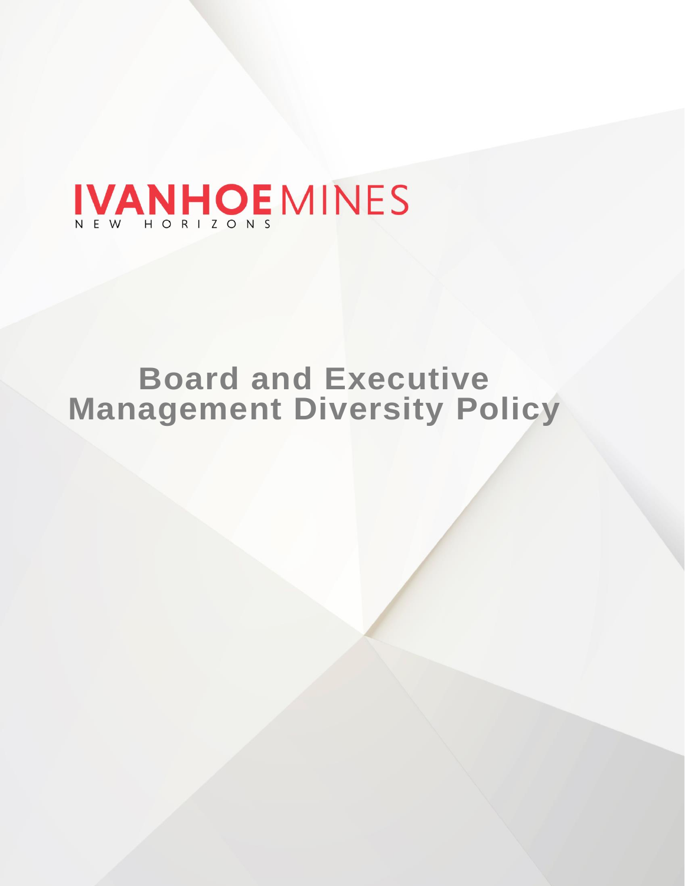IVANHOE MINES

NEW HORIZONS

# Board and Executive Management Diversity Policy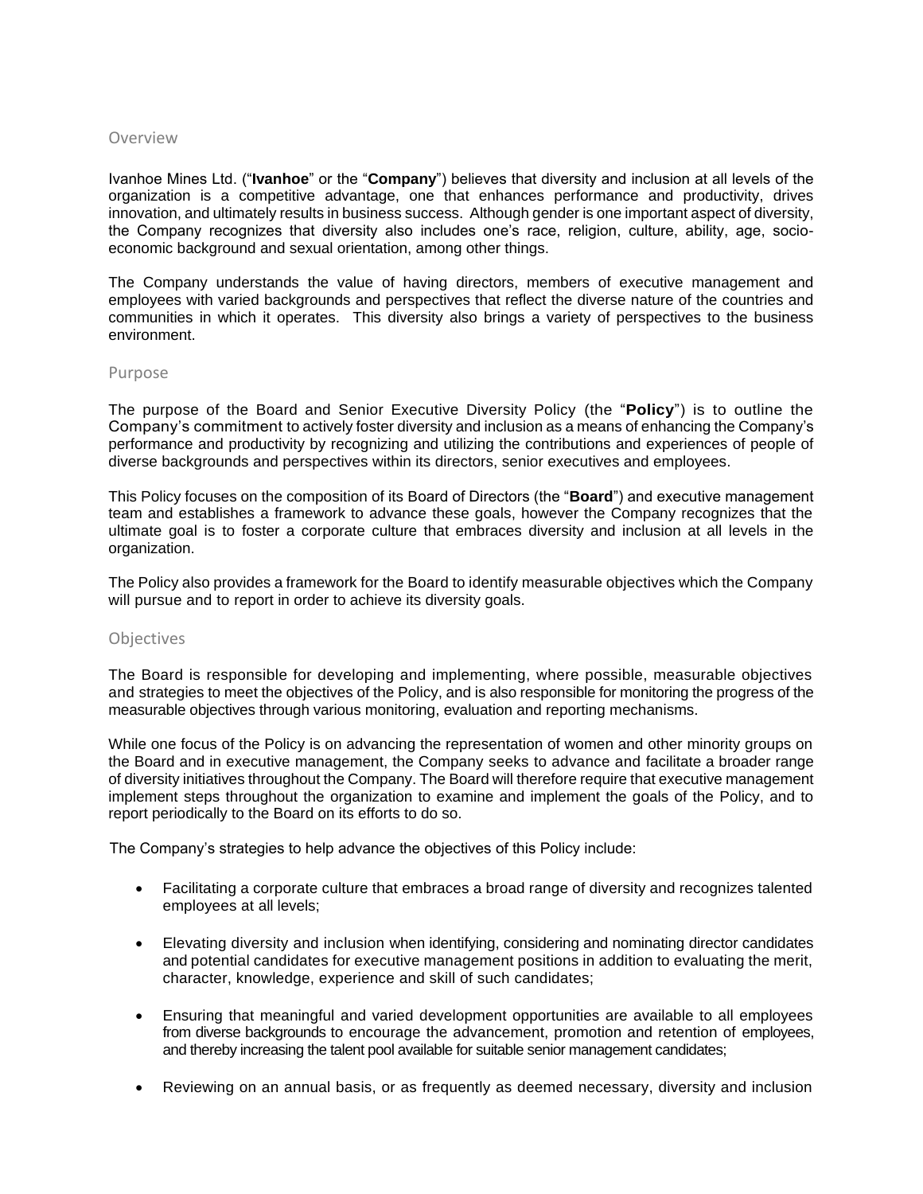## Overview

Ivanhoe Mines Ltd. ("**Ivanhoe**" or the "**Company**") believes that diversity and inclusion at all levels of the organization is a competitive advantage, one that enhances performance and productivity, drives innovation, and ultimately results in business success. Although gender is one important aspect of diversity, the Company recognizes that diversity also includes one's race, religion, culture, ability, age, socio-economic background and sexual orientation, among other things.

The Company understands the value of having directors, members of executive management and employees with varied backgrounds and perspectives that reflect the diverse nature of the countries and communities in which it operates. This diversity also brings a variety of perspectives to the business environment.

## Purpose

The purpose of the Board and Senior Executive Diversity Policy (the "**Policy**") is to outline the Company's commitment to actively foster diversity and inclusion as a means of enhancing the Company's performance and productivity by recognizing and utilizing the contributions and experiences of people of diverse backgrounds and perspectives within its directors, senior executives and employees.

This Policy focuses on the composition of its Board of Directors (the "**Board**") and executive management team and establishes a framework to advance these goals, however the Company recognizes that the ultimate goal is to foster a corporate culture that embraces diversity and inclusion at all levels in the organization.

The Policy also provides a framework for the Board to identify measurable objectives which the Company will pursue and to report in order to achieve its diversity goals.

## Objectives

The Board is responsible for developing and implementing, where possible, measurable objectives and strategies to meet the objectives of the Policy, and is also responsible for monitoring the progress of the measurable objectives through various monitoring, evaluation and reporting mechanisms.

While one focus of the Policy is on advancing the representation of women and other minority groups on the Board and in executive management, the Company seeks to advance and facilitate a broader range of diversity initiatives throughout the Company. The Board will therefore require that executive management implement steps throughout the organization to examine and implement the goals of the Policy, and to report periodically to the Board on its efforts to do so.

The Company's strategies to help advance the objectives of this Policy include:

- Facilitating a corporate culture that embraces a broad range of diversity and recognizes talented employees at all levels;
- Elevating diversity and inclusion when identifying, considering and nominating director candidates and potential candidates for executive management positions in addition to evaluating the merit, character, knowledge, experience and skill of such candidates;
- Ensuring that meaningful and varied development opportunities are available to all employees from diverse backgrounds to encourage the advancement, promotion and retention of employees, and thereby increasing the talent pool available for suitable senior management candidates;
- Reviewing on an annual basis, or as frequently as deemed necessary, diversity and inclusion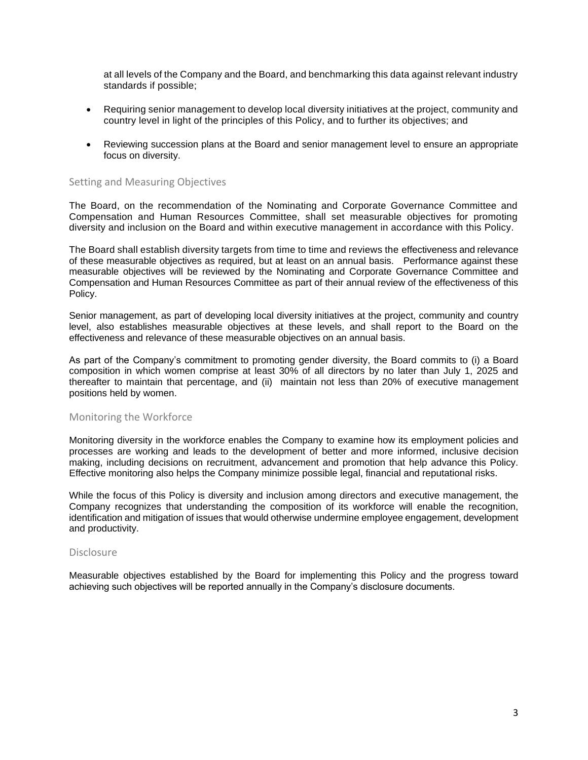at all levels of the Company and the Board, and benchmarking this data against relevant industry standards if possible;

- Requiring senior management to develop local diversity initiatives at the project, community and country level in light of the principles of this Policy, and to further its objectives; and
- Reviewing succession plans at the Board and senior management level to ensure an appropriate focus on diversity.

## Setting and Measuring Objectives

The Board, on the recommendation of the Nominating and Corporate Governance Committee and Compensation and Human Resources Committee, shall set measurable objectives for promoting diversity and inclusion on the Board and within executive management in accordance with this Policy.

The Board shall establish diversity targets from time to time and reviews the effectiveness and relevance of these measurable objectives as required, but at least on an annual basis. Performance against these measurable objectives will be reviewed by the Nominating and Corporate Governance Committee and Compensation and Human Resources Committee as part of their annual review of the effectiveness of this Policy.

Senior management, as part of developing local diversity initiatives at the project, community and country level, also establishes measurable objectives at these levels, and shall report to the Board on the effectiveness and relevance of these measurable objectives on an annual basis.

As part of the Company's commitment to promoting gender diversity, the Board commits to (i) a Board composition in which women comprise at least 30% of all directors by no later than July 1, 2025 and thereafter to maintain that percentage, and (ii) maintain not less than 20% of executive management positions held by women.

## Monitoring the Workforce

Monitoring diversity in the workforce enables the Company to examine how its employment policies and processes are working and leads to the development of better and more informed, inclusive decision making, including decisions on recruitment, advancement and promotion that help advance this Policy. Effective monitoring also helps the Company minimize possible legal, financial and reputational risks.

While the focus of this Policy is diversity and inclusion among directors and executive management, the Company recognizes that understanding the composition of its workforce will enable the recognition, identification and mitigation of issues that would otherwise undermine employee engagement, development and productivity.

## Disclosure

Measurable objectives established by the Board for implementing this Policy and the progress toward achieving such objectives will be reported annually in the Company's disclosure documents.